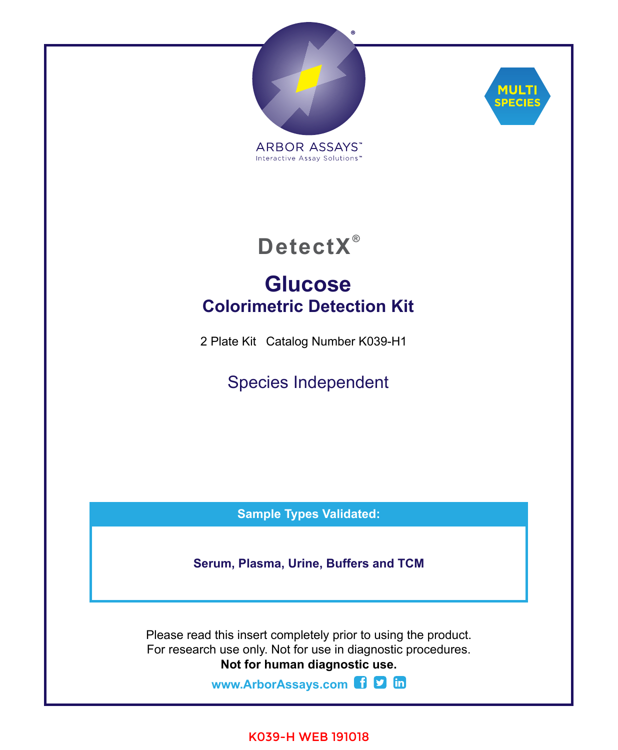ARBOR ASSAYS™

Interactive Assay Solutions™

MULTI SPECIES

# DetectX®

# Glucose

## Colorimetric Detection Kit

2 Plate Kit Catalog Number K039-H1

Species Independent

**Sample Types Validated:**

**Serum, Plasma, Urine, Buffers and TCM**

Please read this insert completely prior to using the product.
For research use only. Not for use in diagnostic procedures.
**Not for human diagnostic use.**

**www.ArborAssays.com**

K039-H WEB 191018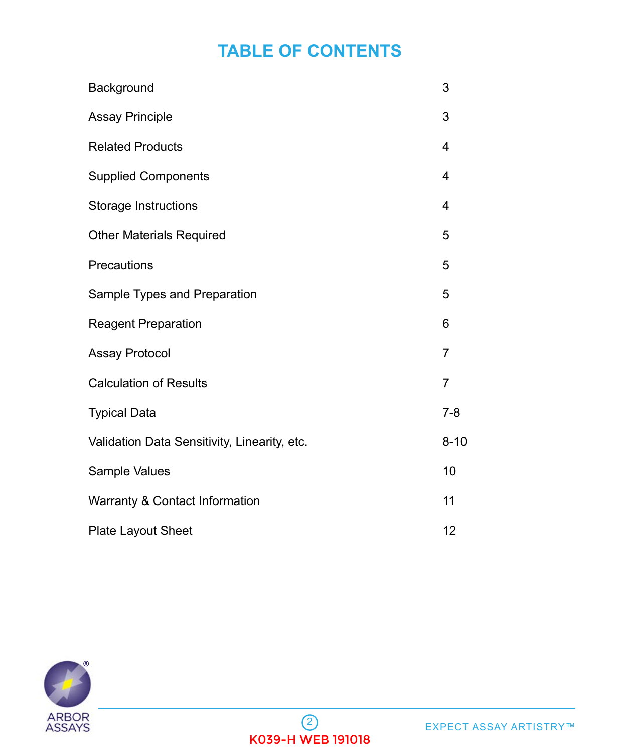# TABLE OF CONTENTS

| | |
|---|---|
| Background | 3 |
| Assay Principle | 3 |
| Related Products | 4 |
| Supplied Components | 4 |
| Storage Instructions | 4 |
| Other Materials Required | 5 |
| Precautions | 5 |
| Sample Types and Preparation | 5 |
| Reagent Preparation | 6 |
| Assay Protocol | 7 |
| Calculation of Results | 7 |
| Typical Data | 7-8 |
| Validation Data Sensitivity, Linearity, etc. | 8-10 |
| Sample Values | 10 |
| Warranty & Contact Information | 11 |
| Plate Layout Sheet | 12 |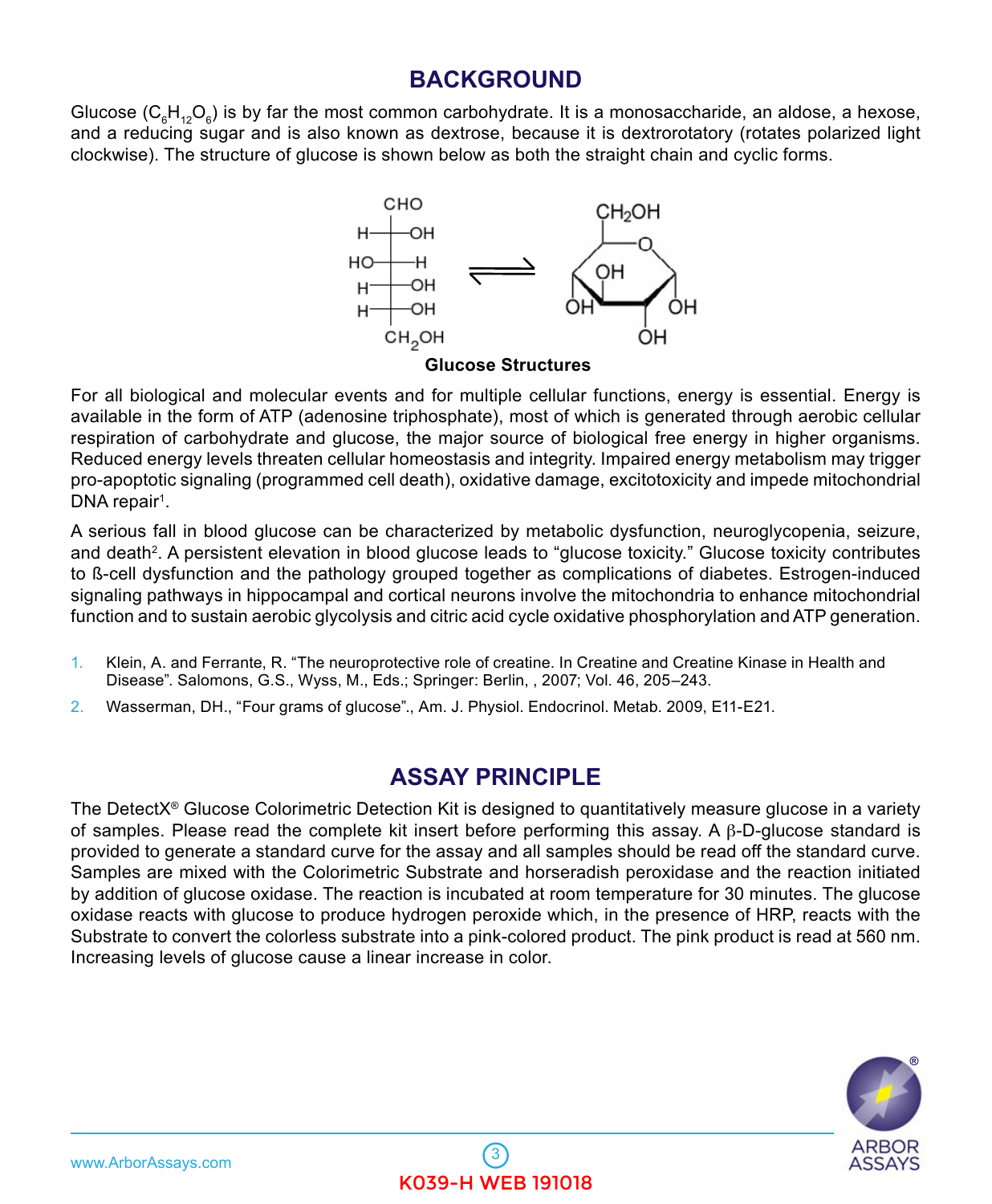## BACKGROUND

Glucose ($C_6H_{12}O_6$) is by far the most common carbohydrate. It is a monosaccharide, an aldose, a hexose, and a reducing sugar and is also known as dextrose, because it is dextrorotatory (rotates polarized light clockwise). The structure of glucose is shown below as both the straight chain and cyclic forms.

**Glucose Structures**

For all biological and molecular events and for multiple cellular functions, energy is essential. Energy is available in the form of ATP (adenosine triphosphate), most of which is generated through aerobic cellular respiration of carbohydrate and glucose, the major source of biological free energy in higher organisms. Reduced energy levels threaten cellular homeostasis and integrity. Impaired energy metabolism may trigger pro-apoptotic signaling (programmed cell death), oxidative damage, excitotoxicity and impede mitochondrial DNA repair[1].

A serious fall in blood glucose can be characterized by metabolic dysfunction, neuroglycopenia, seizure, and death[2]. A persistent elevation in blood glucose leads to “glucose toxicity.” Glucose toxicity contributes to ß-cell dysfunction and the pathology grouped together as complications of diabetes. Estrogen-induced signaling pathways in hippocampal and cortical neurons involve the mitochondria to enhance mitochondrial function and to sustain aerobic glycolysis and citric acid cycle oxidative phosphorylation and ATP generation.

1. Klein, A. and Ferrante, R. “The neuroprotective role of creatine. In Creatine and Creatine Kinase in Health and Disease”. Salomons, G.S., Wyss, M., Eds.; Springer: Berlin, , 2007; Vol. 46, 205–243.
2. Wasserman, DH., “Four grams of glucose”., Am. J. Physiol. Endocrinol. Metab. 2009, E11-E21.

## ASSAY PRINCIPLE

The DetectX® Glucose Colorimetric Detection Kit is designed to quantitatively measure glucose in a variety of samples. Please read the complete kit insert before performing this assay. A β-D-glucose standard is provided to generate a standard curve for the assay and all samples should be read off the standard curve. Samples are mixed with the Colorimetric Substrate and horseradish peroxidase and the reaction initiated by addition of glucose oxidase. The reaction is incubated at room temperature for 30 minutes. The glucose oxidase reacts with glucose to produce hydrogen peroxide which, in the presence of HRP, reacts with the Substrate to convert the colorless substrate into a pink-colored product. The pink product is read at 560 nm. Increasing levels of glucose cause a linear increase in color.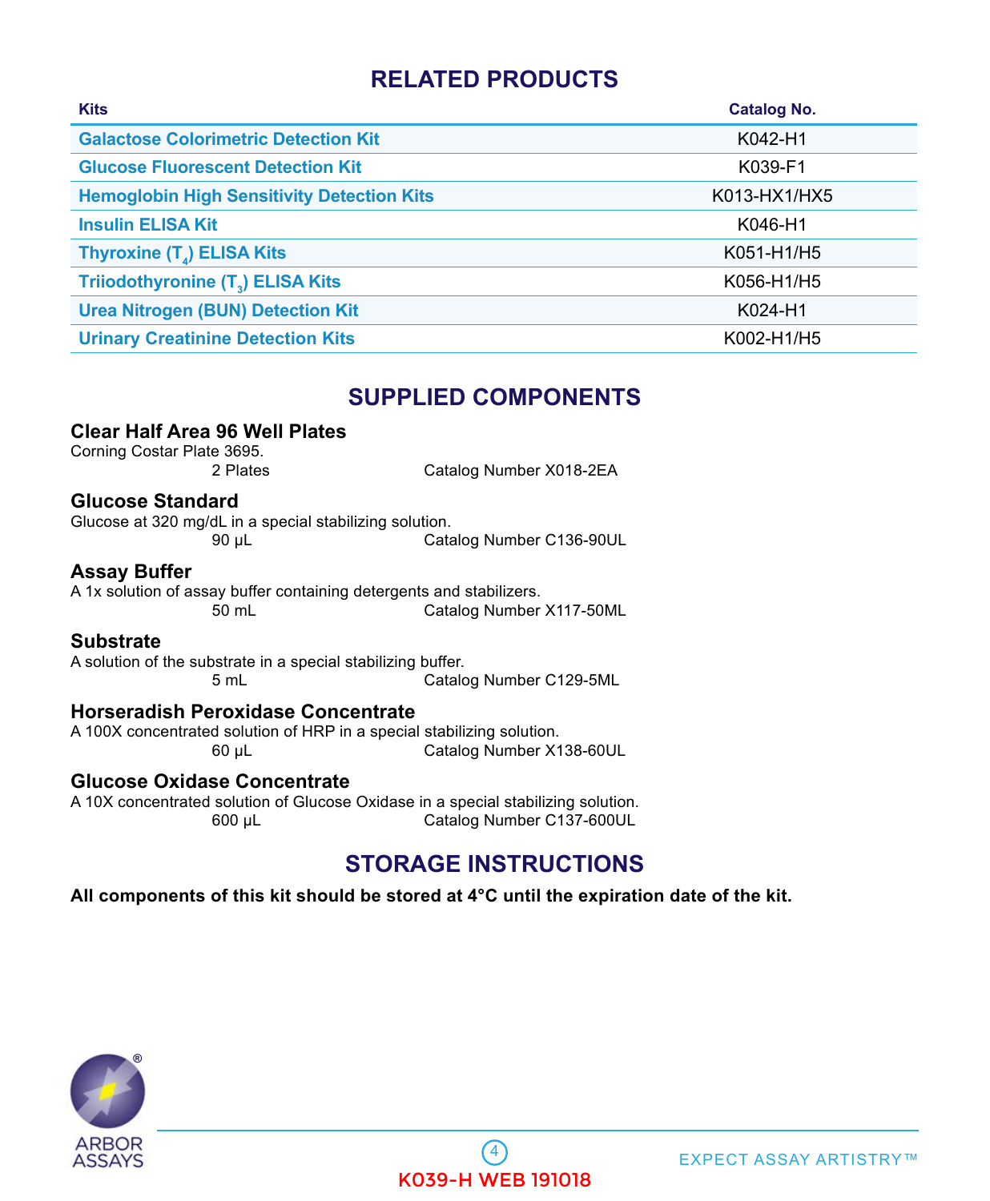## RELATED PRODUCTS

| Kits | Catalog No. |
|---|---|
| Galactose Colorimetric Detection Kit | K042-H1 |
| Glucose Fluorescent Detection Kit | K039-F1 |
| Hemoglobin High Sensitivity Detection Kits | K013-HX1/HX5 |
| Insulin ELISA Kit | K046-H1 |
| Thyroxine ($T_4$) ELISA Kits | K051-H1/H5 |
| Triiodothyronine ($T_3$) ELISA Kits | K056-H1/H5 |
| Urea Nitrogen (BUN) Detection Kit | K024-H1 |
| Urinary Creatinine Detection Kits | K002-H1/H5 |

## SUPPLIED COMPONENTS

### Clear Half Area 96 Well Plates

Corning Costar Plate 3695.

2 Plates Catalog Number X018-2EA

### Glucose Standard

Glucose at 320 mg/dL in a special stabilizing solution.

90 µL Catalog Number C136-90UL

### Assay Buffer

A 1x solution of assay buffer containing detergents and stabilizers.

50 mL Catalog Number X117-50ML

### Substrate

A solution of the substrate in a special stabilizing buffer.

5 mL Catalog Number C129-5ML

### Horseradish Peroxidase Concentrate

A 100X concentrated solution of HRP in a special stabilizing solution.

60 µL Catalog Number X138-60UL

### Glucose Oxidase Concentrate

A 10X concentrated solution of Glucose Oxidase in a special stabilizing solution.

600 µL Catalog Number C137-600UL

## STORAGE INSTRUCTIONS

**All components of this kit should be stored at 4°C until the expiration date of the kit.**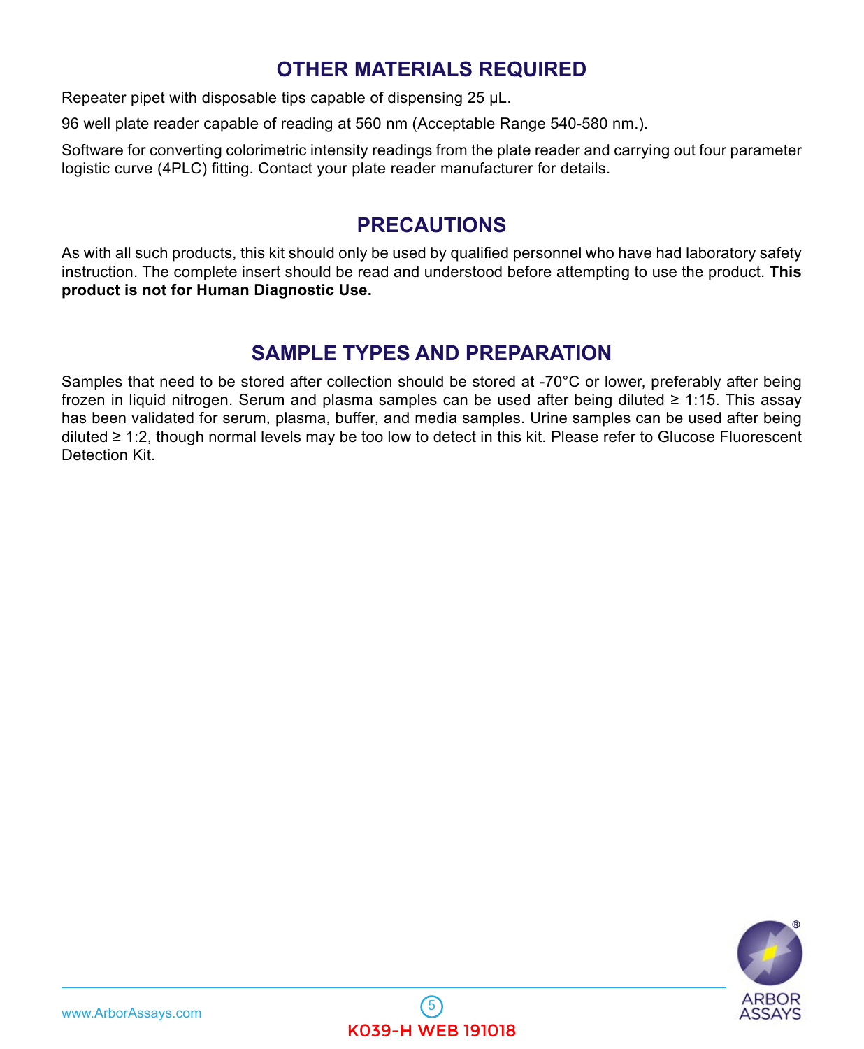## OTHER MATERIALS REQUIRED

Repeater pipet with disposable tips capable of dispensing 25 µL.

96 well plate reader capable of reading at 560 nm (Acceptable Range 540-580 nm.).

Software for converting colorimetric intensity readings from the plate reader and carrying out four parameter logistic curve (4PLC) fitting. Contact your plate reader manufacturer for details.

## PRECAUTIONS

As with all such products, this kit should only be used by qualified personnel who have had laboratory safety instruction. The complete insert should be read and understood before attempting to use the product. **This product is not for Human Diagnostic Use.**

## SAMPLE TYPES AND PREPARATION

Samples that need to be stored after collection should be stored at -70°C or lower, preferably after being frozen in liquid nitrogen. Serum and plasma samples can be used after being diluted ≥ 1:15. This assay has been validated for serum, plasma, buffer, and media samples. Urine samples can be used after being diluted ≥ 1:2, though normal levels may be too low to detect in this kit. Please refer to Glucose Fluorescent Detection Kit.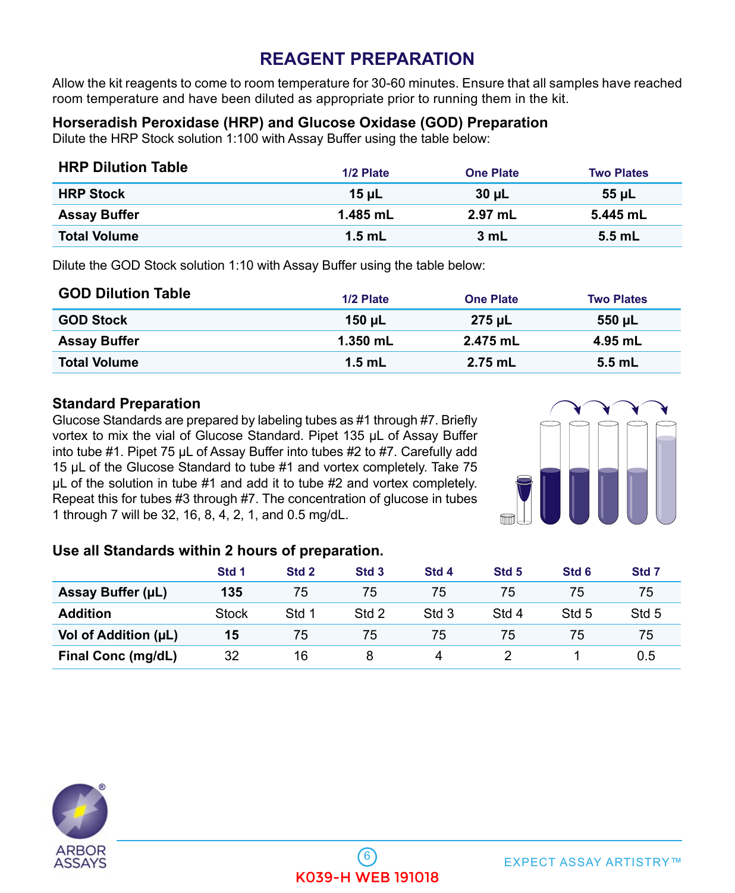# REAGENT PREPARATION

Allow the kit reagents to come to room temperature for 30-60 minutes. Ensure that all samples have reached room temperature and have been diluted as appropriate prior to running them in the kit.

### Horseradish Peroxidase (HRP) and Glucose Oxidase (GOD) Preparation

Dilute the HRP Stock solution 1:100 with Assay Buffer using the table below:

| HRP Dilution Table | 1/2 Plate | One Plate | Two Plates |
|---|---|---|---|
| **HRP Stock** | **15 µL** | **30 µL** | **55 µL** |
| **Assay Buffer** | **1.485 mL** | **2.97 mL** | **5.445 mL** |
| **Total Volume** | **1.5 mL** | **3 mL** | **5.5 mL** |

Dilute the GOD Stock solution 1:10 with Assay Buffer using the table below:

| GOD Dilution Table | 1/2 Plate | One Plate | Two Plates |
|---|---|---|---|
| **GOD Stock** | **150 µL** | **275 µL** | **550 µL** |
| **Assay Buffer** | **1.350 mL** | **2.475 mL** | **4.95 mL** |
| **Total Volume** | **1.5 mL** | **2.75 mL** | **5.5 mL** |

### Standard Preparation

Glucose Standards are prepared by labeling tubes as #1 through #7. Briefly vortex to mix the vial of Glucose Standard. Pipet 135 µL of Assay Buffer into tube #1. Pipet 75 µL of Assay Buffer into tubes #2 to #7. Carefully add 15 µL of the Glucose Standard to tube #1 and vortex completely. Take 75 µL of the solution in tube #1 and add it to tube #2 and vortex completely. Repeat this for tubes #3 through #7. The concentration of glucose in tubes 1 through 7 will be 32, 16, 8, 4, 2, 1, and 0.5 mg/dL.

**Use all Standards within 2 hours of preparation.**

| | Std 1 | Std 2 | Std 3 | Std 4 | Std 5 | Std 6 | Std 7 |
|---|---|---|---|---|---|---|---|
| **Assay Buffer (µL)** | **135** | 75 | 75 | 75 | 75 | 75 | 75 |
| **Addition** | Stock | Std 1 | Std 2 | Std 3 | Std 4 | Std 5 | Std 5 |
| **Vol of Addition (µL)** | **15** | 75 | 75 | 75 | 75 | 75 | 75 |
| **Final Conc (mg/dL)** | 32 | 16 | 8 | 4 | 2 | 1 | 0.5 |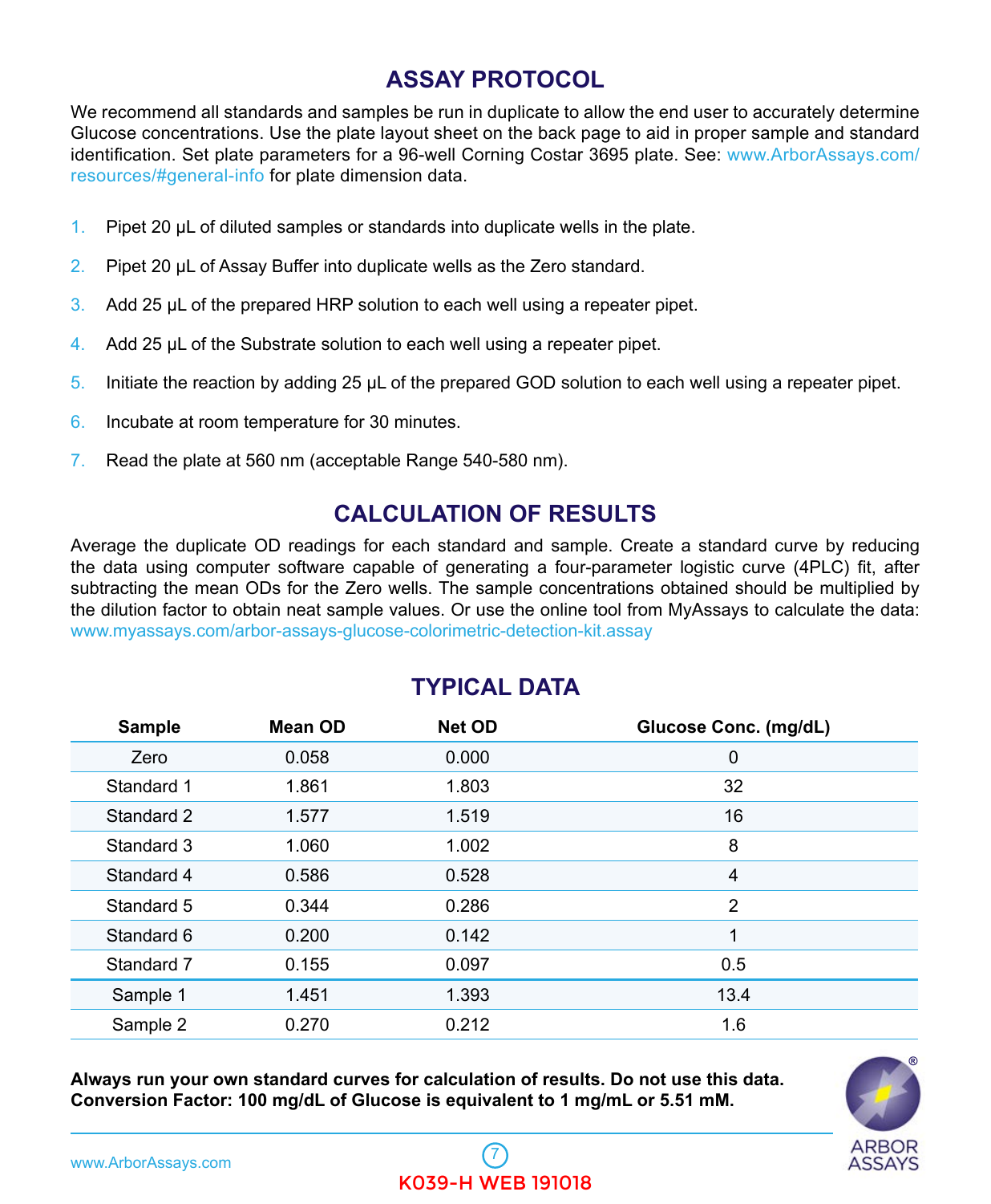## ASSAY PROTOCOL

We recommend all standards and samples be run in duplicate to allow the end user to accurately determine Glucose concentrations. Use the plate layout sheet on the back page to aid in proper sample and standard identification. Set plate parameters for a 96-well Corning Costar 3695 plate. See: www.ArborAssays.com/resources/#general-info for plate dimension data.

1. Pipet 20 µL of diluted samples or standards into duplicate wells in the plate.
2. Pipet 20 µL of Assay Buffer into duplicate wells as the Zero standard.
3. Add 25 µL of the prepared HRP solution to each well using a repeater pipet.
4. Add 25 µL of the Substrate solution to each well using a repeater pipet.
5. Initiate the reaction by adding 25 µL of the prepared GOD solution to each well using a repeater pipet.
6. Incubate at room temperature for 30 minutes.
7. Read the plate at 560 nm (acceptable Range 540-580 nm).

## CALCULATION OF RESULTS

Average the duplicate OD readings for each standard and sample. Create a standard curve by reducing the data using computer software capable of generating a four-parameter logistic curve (4PLC) fit, after subtracting the mean ODs for the Zero wells. The sample concentrations obtained should be multiplied by the dilution factor to obtain neat sample values. Or use the online tool from MyAssays to calculate the data: www.myassays.com/arbor-assays-glucose-colorimetric-detection-kit.assay

## TYPICAL DATA

| Sample | Mean OD | Net OD | Glucose Conc. (mg/dL) |
|---|---|---|---|
| Zero | 0.058 | 0.000 | 0 |
| Standard 1 | 1.861 | 1.803 | 32 |
| Standard 2 | 1.577 | 1.519 | 16 |
| Standard 3 | 1.060 | 1.002 | 8 |
| Standard 4 | 0.586 | 0.528 | 4 |
| Standard 5 | 0.344 | 0.286 | 2 |
| Standard 6 | 0.200 | 0.142 | 1 |
| Standard 7 | 0.155 | 0.097 | 0.5 |
| Sample 1 | 1.451 | 1.393 | 13.4 |
| Sample 2 | 0.270 | 0.212 | 1.6 |

**Always run your own standard curves for calculation of results. Do not use this data.**
**Conversion Factor: 100 mg/dL of Glucose is equivalent to 1 mg/mL or 5.51 mM.**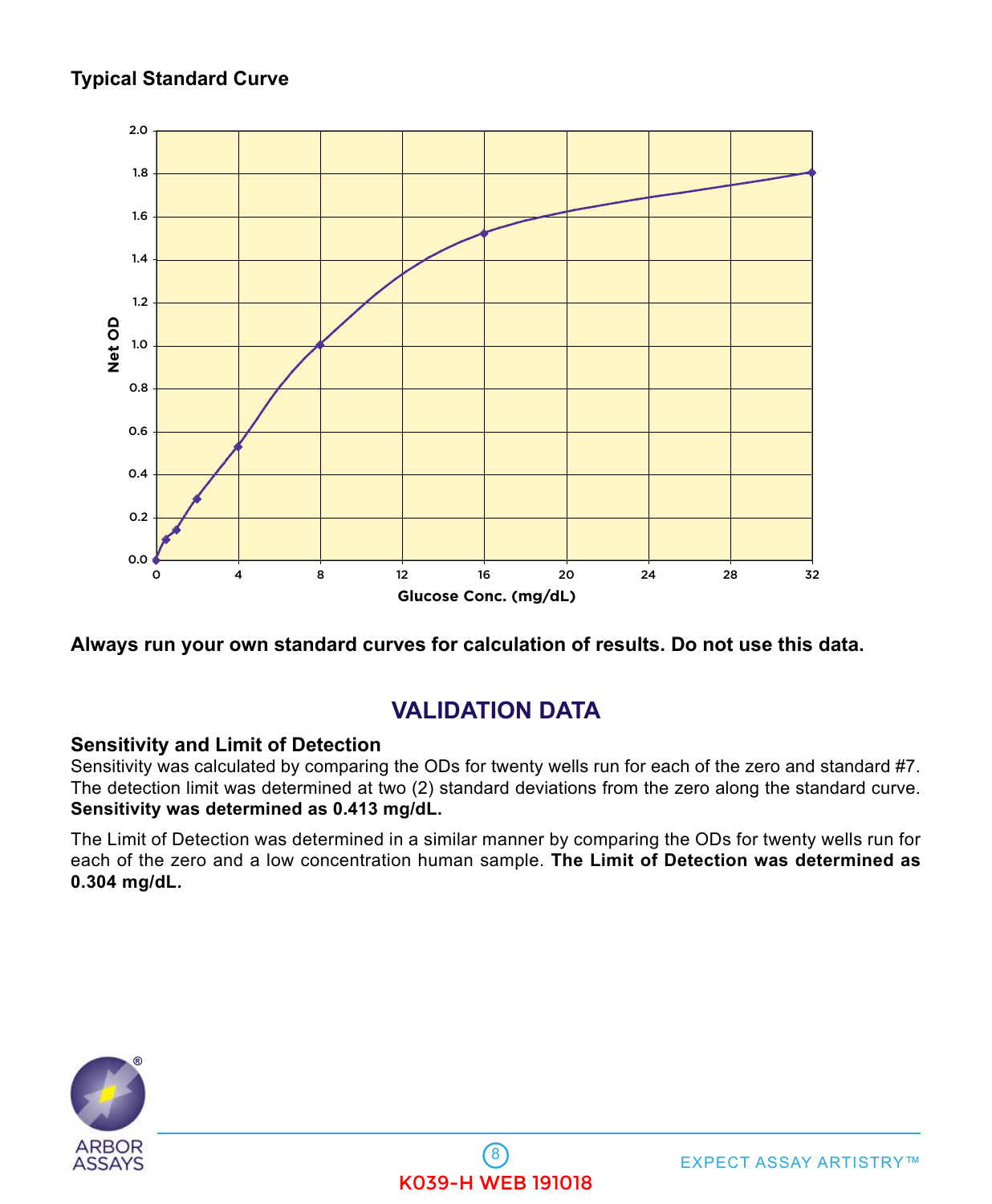**Typical Standard Curve**

**Always run your own standard curves for calculation of results. Do not use this data.**

## VALIDATION DATA

### Sensitivity and Limit of Detection

Sensitivity was calculated by comparing the ODs for twenty wells run for each of the zero and standard #7. The detection limit was determined at two (2) standard deviations from the zero along the standard curve. **Sensitivity was determined as 0.413 mg/dL.**

The Limit of Detection was determined in a similar manner by comparing the ODs for twenty wells run for each of the zero and a low concentration human sample. **The Limit of Detection was determined as 0.304 mg/dL.**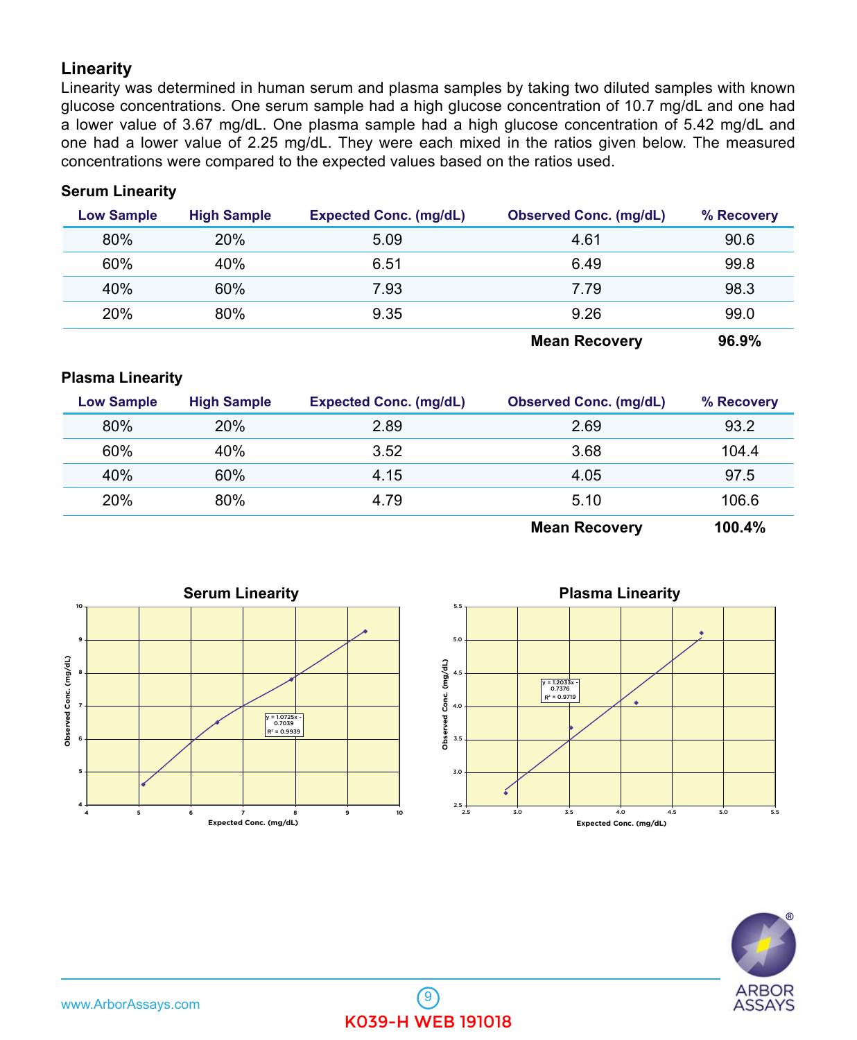## Linearity

Linearity was determined in human serum and plasma samples by taking two diluted samples with known glucose concentrations. One serum sample had a high glucose concentration of 10.7 mg/dL and one had a lower value of 3.67 mg/dL. One plasma sample had a high glucose concentration of 5.42 mg/dL and one had a lower value of 2.25 mg/dL. They were each mixed in the ratios given below. The measured concentrations were compared to the expected values based on the ratios used.

### Serum Linearity

| Low Sample | High Sample | Expected Conc. (mg/dL) | Observed Conc. (mg/dL) | % Recovery |
|---|---|---|---|---|
| 80% | 20% | 5.09 | 4.61 | 90.6 |
| 60% | 40% | 6.51 | 6.49 | 99.8 |
| 40% | 60% | 7.93 | 7.79 | 98.3 |
| 20% | 80% | 9.35 | 9.26 | 99.0 |
| | | | **Mean Recovery** | **96.9%** |

### Plasma Linearity

| Low Sample | High Sample | Expected Conc. (mg/dL) | Observed Conc. (mg/dL) | % Recovery |
|---|---|---|---|---|
| 80% | 20% | 2.89 | 2.69 | 93.2 |
| 60% | 40% | 3.52 | 3.68 | 104.4 |
| 40% | 60% | 4.15 | 4.05 | 97.5 |
| 20% | 80% | 4.79 | 5.10 | 106.6 |
| | | | **Mean Recovery** | **100.4%** |

**Serum Linearity**

$y = 1.0725x - 0.7039$, $R^2 = 0.9939$

**Plasma Linearity**

$y = 1.2033x - 0.7376$, $R^2 = 0.9719$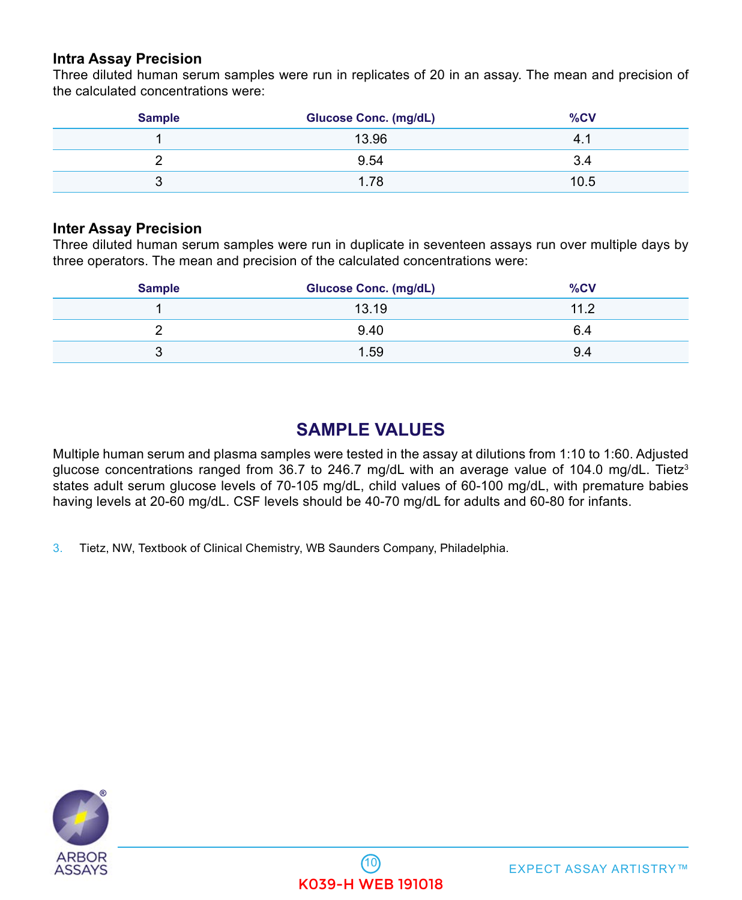### Intra Assay Precision

Three diluted human serum samples were run in replicates of 20 in an assay. The mean and precision of the calculated concentrations were:

| Sample | Glucose Conc. (mg/dL) | %CV |
|---|---|---|
| 1 | 13.96 | 4.1 |
| 2 | 9.54 | 3.4 |
| 3 | 1.78 | 10.5 |

### Inter Assay Precision

Three diluted human serum samples were run in duplicate in seventeen assays run over multiple days by three operators. The mean and precision of the calculated concentrations were:

| Sample | Glucose Conc. (mg/dL) | %CV |
|---|---|---|
| 1 | 13.19 | 11.2 |
| 2 | 9.40 | 6.4 |
| 3 | 1.59 | 9.4 |

## SAMPLE VALUES

Multiple human serum and plasma samples were tested in the assay at dilutions from 1:10 to 1:60. Adjusted glucose concentrations ranged from 36.7 to 246.7 mg/dL with an average value of 104.0 mg/dL. Tietz[3] states adult serum glucose levels of 70-105 mg/dL, child values of 60-100 mg/dL, with premature babies having levels at 20-60 mg/dL. CSF levels should be 40-70 mg/dL for adults and 60-80 for infants.

3. Tietz, NW, Textbook of Clinical Chemistry, WB Saunders Company, Philadelphia.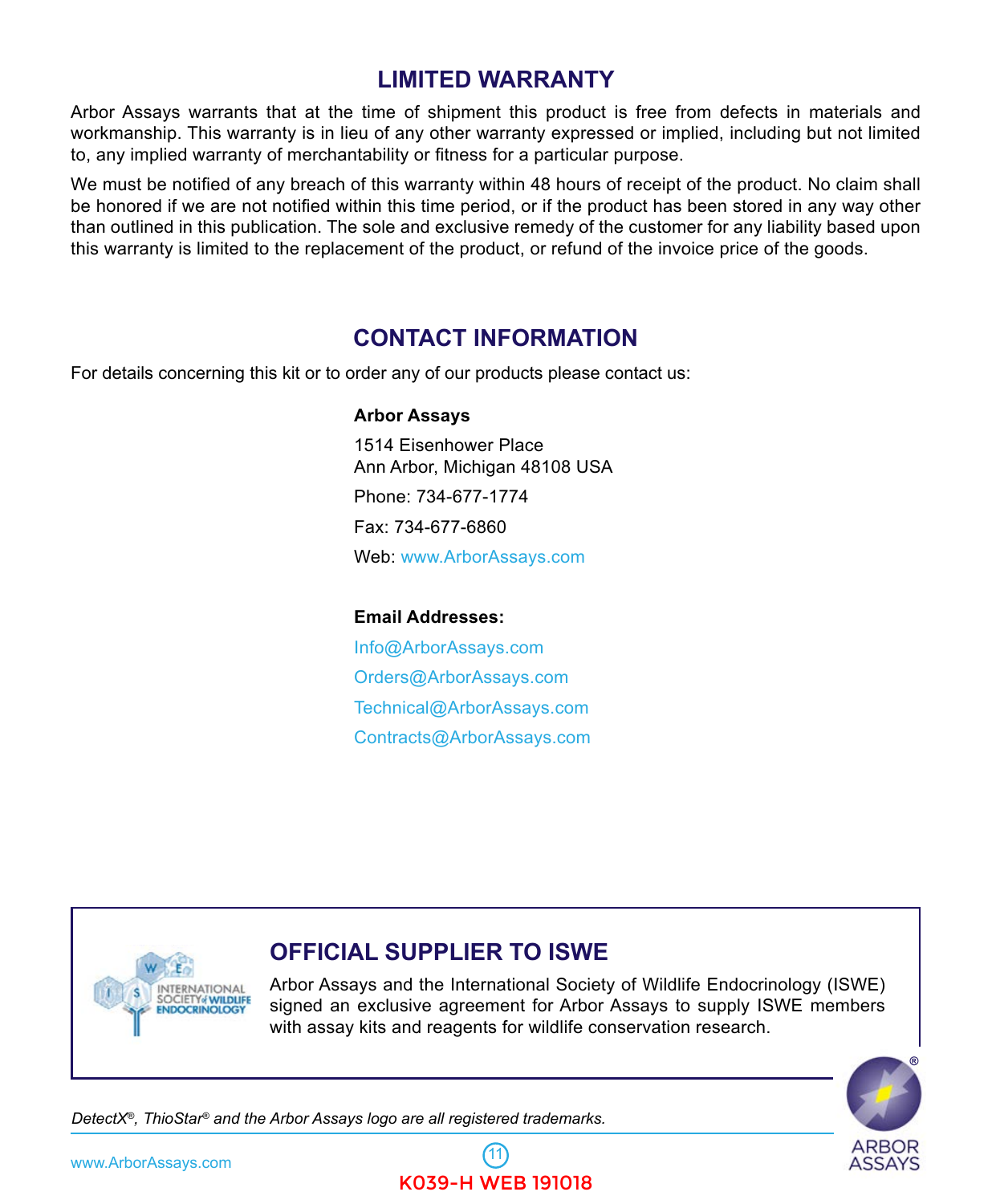## LIMITED WARRANTY

Arbor Assays warrants that at the time of shipment this product is free from defects in materials and workmanship. This warranty is in lieu of any other warranty expressed or implied, including but not limited to, any implied warranty of merchantability or fitness for a particular purpose.

We must be notified of any breach of this warranty within 48 hours of receipt of the product. No claim shall be honored if we are not notified within this time period, or if the product has been stored in any way other than outlined in this publication. The sole and exclusive remedy of the customer for any liability based upon this warranty is limited to the replacement of the product, or refund of the invoice price of the goods.

## CONTACT INFORMATION

For details concerning this kit or to order any of our products please contact us:

**Arbor Assays**

1514 Eisenhower Place
Ann Arbor, Michigan 48108 USA

Phone: 734-677-1774

Fax: 734-677-6860

Web: www.ArborAssays.com

**Email Addresses:**

Info@ArborAssays.com

Orders@ArborAssays.com

Technical@ArborAssays.com

Contracts@ArborAssays.com

## OFFICIAL SUPPLIER TO ISWE

Arbor Assays and the International Society of Wildlife Endocrinology (ISWE) signed an exclusive agreement for Arbor Assays to supply ISWE members with assay kits and reagents for wildlife conservation research.

*DetectX®, ThioStar® and the Arbor Assays logo are all registered trademarks.*

K039-H WEB 191018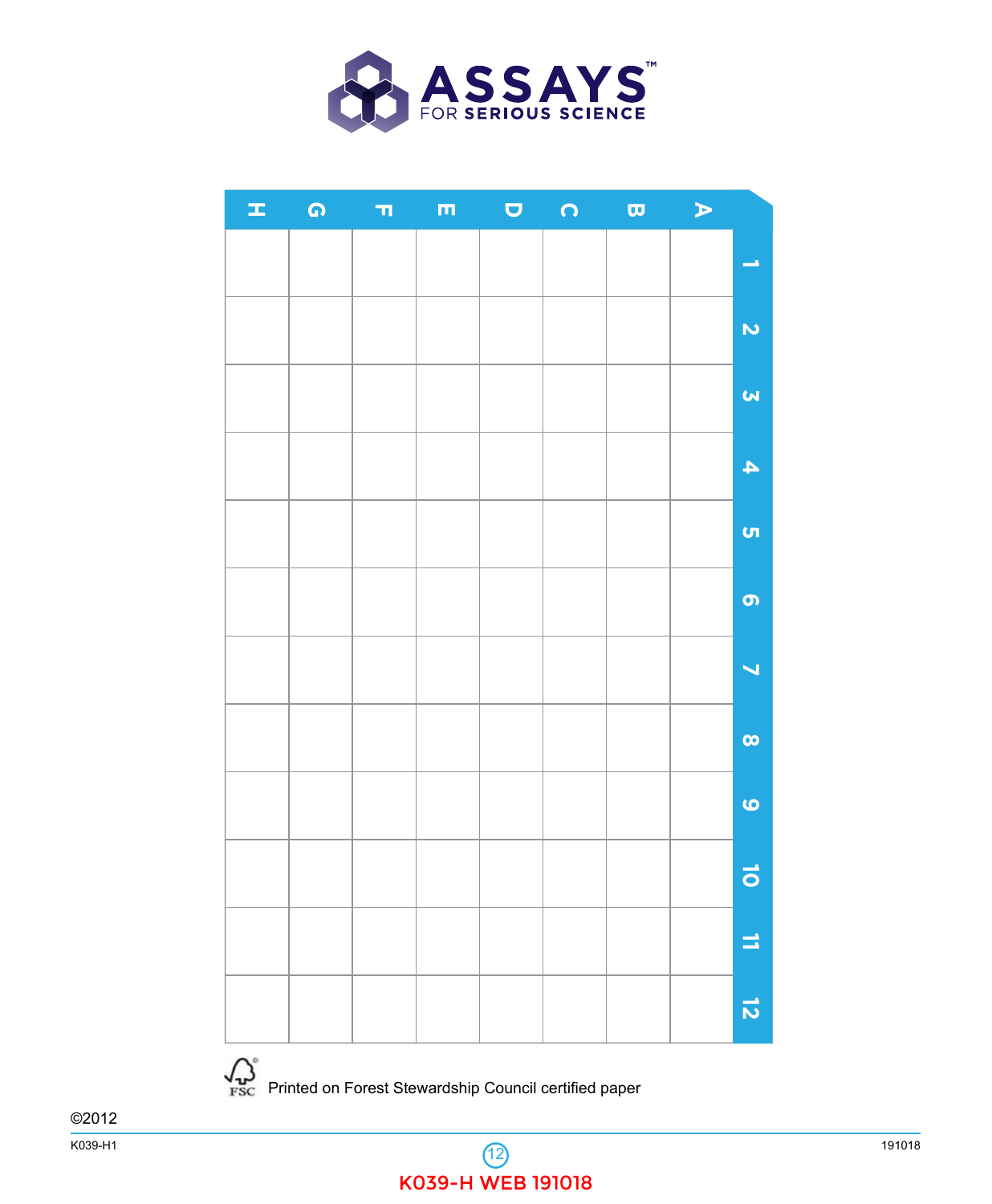ASSAYS™
FOR SERIOUS SCIENCE

| | H | G | F | E | D | C | B | A |
|---|---|---|---|---|---|---|---|---|
| 1 | | | | | | | | |
| 2 | | | | | | | | |
| 3 | | | | | | | | |
| 4 | | | | | | | | |
| 5 | | | | | | | | |
| 6 | | | | | | | | |
| 7 | | | | | | | | |
| 8 | | | | | | | | |
| 9 | | | | | | | | |
| 10 | | | | | | | | |
| 11 | | | | | | | | |
| 12 | | | | | | | | |

FSC Printed on Forest Stewardship Council certified paper

©2012

K039-H1 191018

K039-H WEB 191018